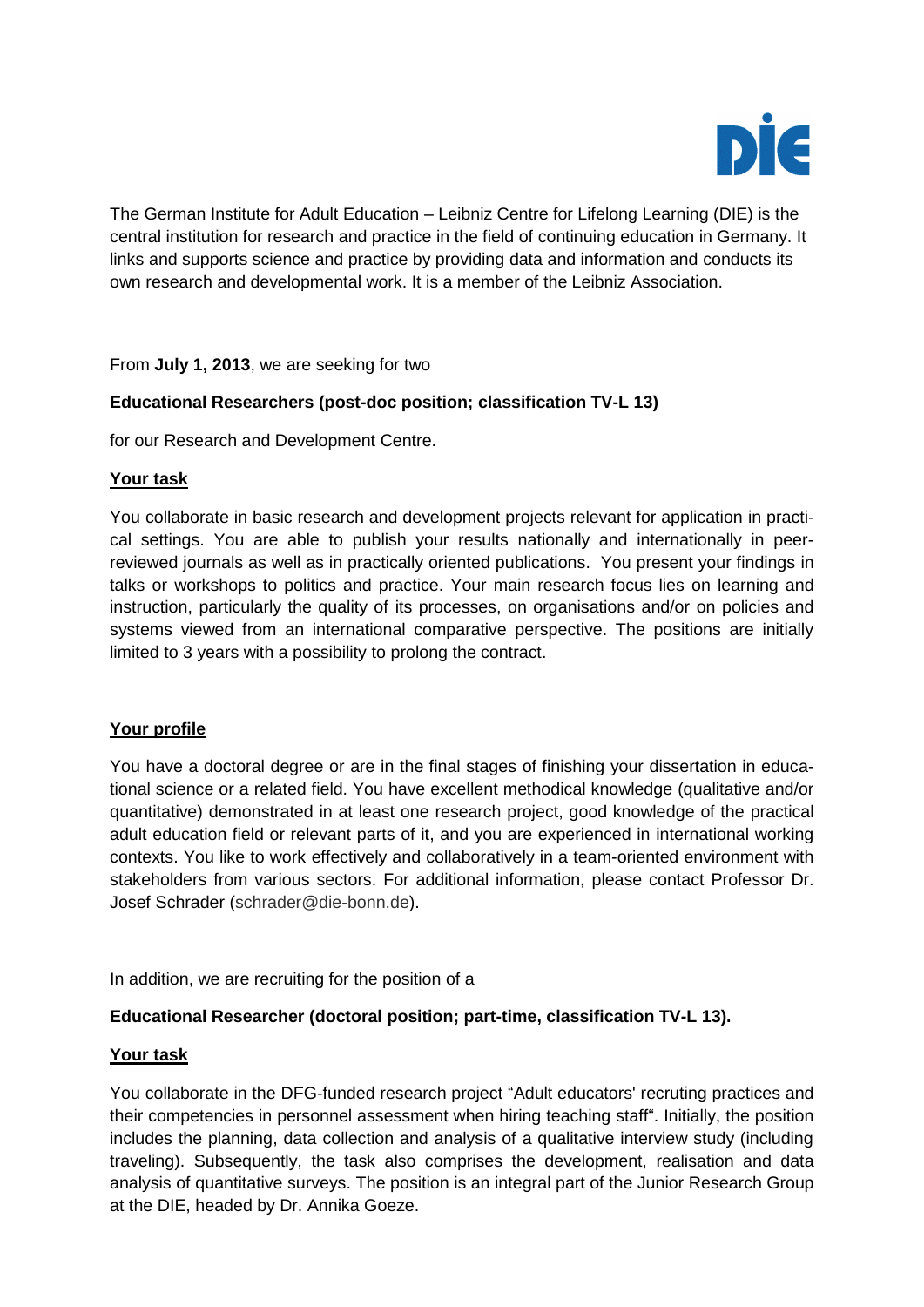The German Institute for Adult Education – Leibniz Centre for Lifelong Learning (DIE) is the central institution for research and practice in the field of continuing education in Germany. It links and supports science and practice by providing data and information and conducts its own research and developmental work. It is a member of the Leibniz Association.

From **July 1, 2013**, we are seeking for two

**Educational Researchers (post-doc position; classification TV-L 13)**

for our Research and Development Centre.

## Your task

You collaborate in basic research and development projects relevant for application in practical settings. You are able to publish your results nationally and internationally in peer-reviewed journals as well as in practically oriented publications. You present your findings in talks or workshops to politics and practice. Your main research focus lies on learning and instruction, particularly the quality of its processes, on organisations and/or on policies and systems viewed from an international comparative perspective. The positions are initially limited to 3 years with a possibility to prolong the contract.

## Your profile

You have a doctoral degree or are in the final stages of finishing your dissertation in educational science or a related field. You have excellent methodical knowledge (qualitative and/or quantitative) demonstrated in at least one research project, good knowledge of the practical adult education field or relevant parts of it, and you are experienced in international working contexts. You like to work effectively and collaboratively in a team-oriented environment with stakeholders from various sectors. For additional information, please contact Professor Dr. Josef Schrader (schrader@die-bonn.de).

In addition, we are recruiting for the position of a

**Educational Researcher (doctoral position; part-time, classification TV-L 13).**

## Your task

You collaborate in the DFG-funded research project "Adult educators' recruting practices and their competencies in personnel assessment when hiring teaching staff". Initially, the position includes the planning, data collection and analysis of a qualitative interview study (including traveling). Subsequently, the task also comprises the development, realisation and data analysis of quantitative surveys. The position is an integral part of the Junior Research Group at the DIE, headed by Dr. Annika Goeze.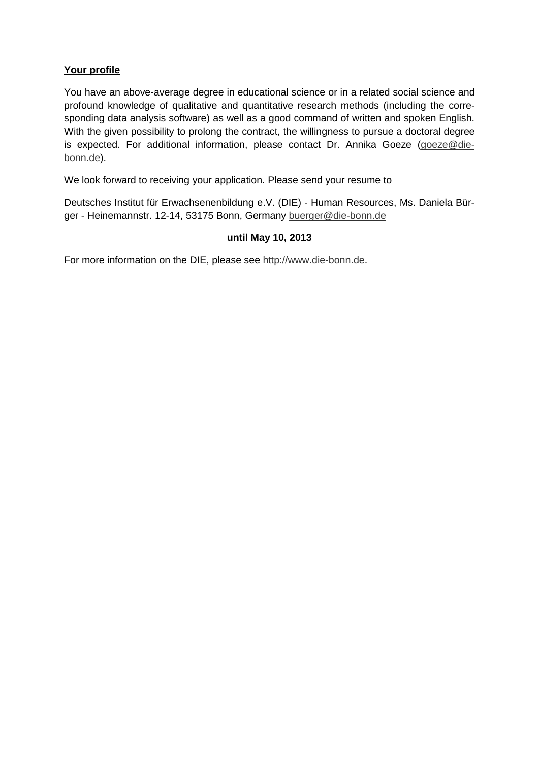**Your profile**

You have an above-average degree in educational science or in a related social science and profound knowledge of qualitative and quantitative research methods (including the corresponding data analysis software) as well as a good command of written and spoken English. With the given possibility to prolong the contract, the willingness to pursue a doctoral degree is expected. For additional information, please contact Dr. Annika Goeze (goeze@die-bonn.de).

We look forward to receiving your application. Please send your resume to

Deutsches Institut für Erwachsenenbildung e.V. (DIE) - Human Resources, Ms. Daniela Bürger - Heinemannstr. 12-14, 53175 Bonn, Germany buerger@die-bonn.de

**until May 10, 2013**

For more information on the DIE, please see http://www.die-bonn.de.